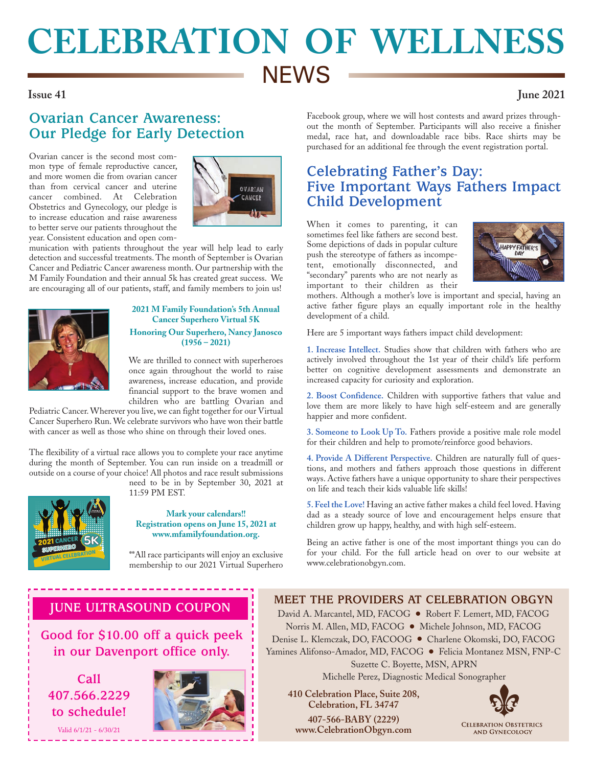# CELEBRATION OF WELLNESS NEWS

**Issue 41** **June 2021**

## Ovarian Cancer Awareness: Our Pledge for Early Detection

Ovarian cancer is the second most common type of female reproductive cancer, and more women die from ovarian cancer than from cervical cancer and uterine cancer combined. At Celebration Obstetrics and Gynecology, our pledge is to increase education and raise awareness to better serve our patients throughout the year. Consistent education and open communication with patients throughout the year will help lead to early detection and successful treatments. The month of September is Ovarian Cancer and Pediatric Cancer awareness month. Our partnership with the M Family Foundation and their annual 5k has created great success. We are encouraging all of our patients, staff, and family members to join us!

**2021 M Family Foundation's 5th Annual Cancer Superhero Virtual 5K**

**Honoring Our Superhero, Nancy Janosco (1956 – 2021)**

We are thrilled to connect with superheroes once again throughout the world to raise awareness, increase education, and provide financial support to the brave women and children who are battling Ovarian and Pediatric Cancer. Wherever you live, we can fight together for our Virtual Cancer Superhero Run. We celebrate survivors who have won their battle with cancer as well as those who shine on through their loved ones.

The flexibility of a virtual race allows you to complete your race anytime during the month of September. You can run inside on a treadmill or outside on a course of your choice! All photos and race result submissions need to be in by September 30, 2021 at 11:59 PM EST.

**Mark your calendars!! Registration opens on June 15, 2021 at www.mfamilyfoundation.org.**

**All race participants will enjoy an exclusive membership to our 2021 Virtual Superhero Facebook group, where we will host contests and award prizes throughout the month of September. Participants will also receive a finisher medal, race hat, and downloadable race bibs. Race shirts may be purchased for an additional fee through the event registration portal.

## Celebrating Father's Day: Five Important Ways Fathers Impact Child Development

When it comes to parenting, it can sometimes feel like fathers are second best. Some depictions of dads in popular culture push the stereotype of fathers as incompetent, emotionally disconnected, and "secondary" parents who are not nearly as important to their children as their mothers. Although a mother's love is important and special, having an active father figure plays an equally important role in the healthy development of a child.

Here are 5 important ways fathers impact child development:

**1. Increase Intellect.** Studies show that children with fathers who are actively involved throughout the 1st year of their child's life perform better on cognitive development assessments and demonstrate an increased capacity for curiosity and exploration.

**2. Boost Confidence.** Children with supportive fathers that value and love them are more likely to have high self-esteem and are generally happier and more confident.

**3. Someone to Look Up To.** Fathers provide a positive male role model for their children and help to promote/reinforce good behaviors.

**4. Provide A Different Perspective.** Children are naturally full of questions, and mothers and fathers approach those questions in different ways. Active fathers have a unique opportunity to share their perspectives on life and teach their kids valuable life skills!

**5. Feel the Love!** Having an active father makes a child feel loved. Having dad as a steady source of love and encouragement helps ensure that children grow up happy, healthy, and with high self-esteem.

Being an active father is one of the most important things you can do for your child. For the full article head on over to our website at www.celebrationobgyn.com.

## JUNE ULTRASOUND COUPON

**Good for $10.00 off a quick peek in our Davenport office only.**

**Call 407.566.2229 to schedule!**

Valid 6/1/21 - 6/30/21

## MEET THE PROVIDERS AT CELEBRATION OBGYN

David A. Marcantel, MD, FACOG • Robert F. Lemert, MD, FACOG
Norris M. Allen, MD, FACOG • Michele Johnson, MD, FACOG
Denise L. Klemczak, DO, FACOOG • Charlene Okomski, DO, FACOG
Yamines Alifonso-Amador, MD, FACOG • Felicia Montanez MSN, FNP-C
Suzette C. Boyette, MSN, APRN
Michelle Perez, Diagnostic Medical Sonographer

**410 Celebration Place, Suite 208, Celebration, FL 34747**

**407-566-BABY (2229)**
**www.CelebrationObgyn.com**

Celebration Obstetrics and Gynecology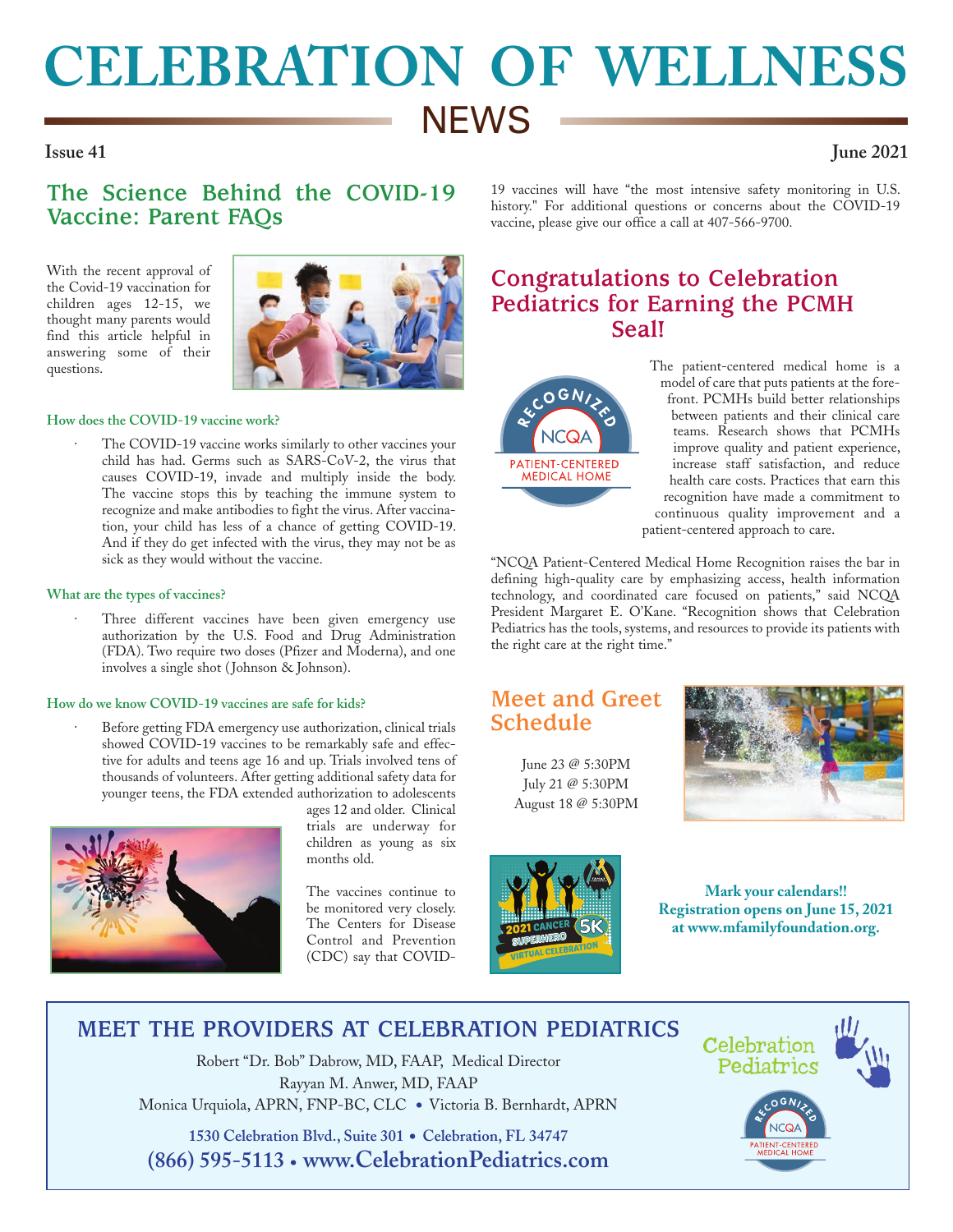// CELEBRATION OF WELLNESS
# NEWS

**Issue 41** **June 2021**

## The Science Behind the COVID-19 Vaccine: Parent FAQs

With the recent approval of the Covid-19 vaccination for children ages 12-15, we thought many parents would find this article helpful in answering some of their questions.

**How does the COVID-19 vaccine work?**

- The COVID-19 vaccine works similarly to other vaccines your child has had. Germs such as SARS-CoV-2, the virus that causes COVID-19, invade and multiply inside the body. The vaccine stops this by teaching the immune system to recognize and make antibodies to fight the virus. After vaccination, your child has less of a chance of getting COVID-19. And if they do get infected with the virus, they may not be as sick as they would without the vaccine.

**What are the types of vaccines?**

- Three different vaccines have been given emergency use authorization by the U.S. Food and Drug Administration (FDA). Two require two doses (Pfizer and Moderna), and one involves a single shot (Johnson & Johnson).

**How do we know COVID-19 vaccines are safe for kids?**

- Before getting FDA emergency use authorization, clinical trials showed COVID-19 vaccines to be remarkably safe and effective for adults and teens age 16 and up. Trials involved tens of thousands of volunteers. After getting additional safety data for younger teens, the FDA extended authorization to adolescents ages 12 and older. Clinical trials are underway for children as young as six months old.

The vaccines continue to be monitored very closely. The Centers for Disease Control and Prevention (CDC) say that COVID-19 vaccines will have "the most intensive safety monitoring in U.S. history." For additional questions or concerns about the COVID-19 vaccine, please give our office a call at 407-566-9700.

## Congratulations to Celebration Pediatrics for Earning the PCMH Seal!

The patient-centered medical home is a model of care that puts patients at the forefront. PCMHs build better relationships between patients and their clinical care teams. Research shows that PCMHs improve quality and patient experience, increase staff satisfaction, and reduce health care costs. Practices that earn this recognition have made a commitment to continuous quality improvement and a patient-centered approach to care.

"NCQA Patient-Centered Medical Home Recognition raises the bar in defining high-quality care by emphasizing access, health information technology, and coordinated care focused on patients," said NCQA President Margaret E. O'Kane. "Recognition shows that Celebration Pediatrics has the tools, systems, and resources to provide its patients with the right care at the right time."

## Meet and Greet Schedule

June 23 @ 5:30PM
July 21 @ 5:30PM
August 18 @ 5:30PM

**Mark your calendars!!**
**Registration opens on June 15, 2021 at www.mfamilyfoundation.org.**

## MEET THE PROVIDERS AT CELEBRATION PEDIATRICS

Robert "Dr. Bob" Dabrow, MD, FAAP, Medical Director
Rayyan M. Anwer, MD, FAAP
Monica Urquiola, APRN, FNP-BC, CLC • Victoria B. Bernhardt, APRN

**1530 Celebration Blvd., Suite 301 • Celebration, FL 34747**
**(866) 595-5113 • www.CelebrationPediatrics.com**